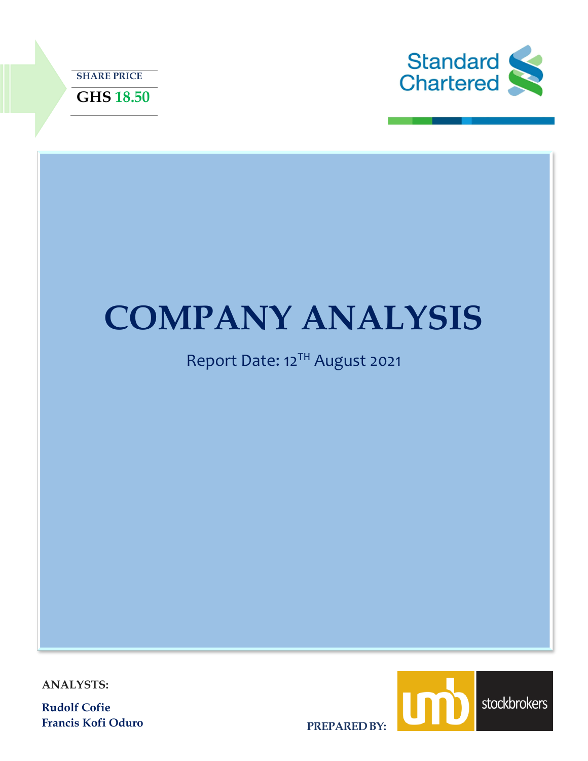**SHARE PRICE**

**GHS 18.50**

Standard Chartered

# COMPANY ANALYSIS

Report Date: 12TH August 2021

**ANALYSTS:**

**Rudolf Cofie**
**Francis Kofi Oduro**

**PREPARED BY:**

umb stockbrokers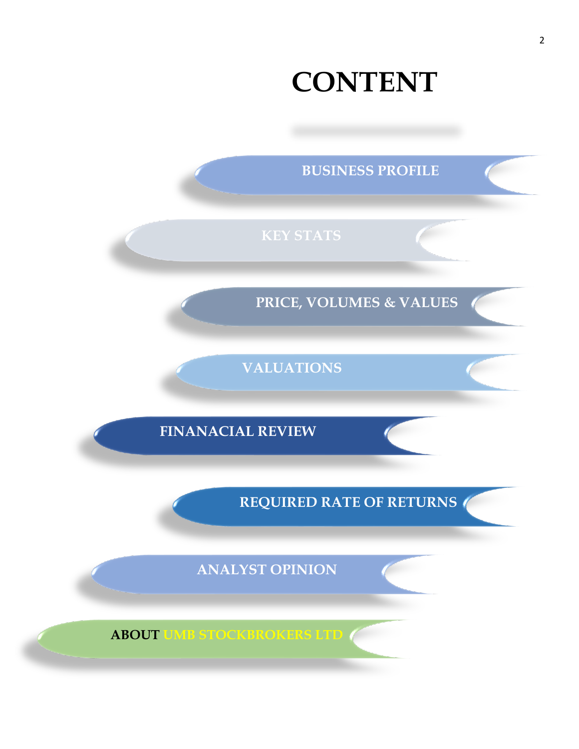# CONTENT

- BUSINESS PROFILE
- KEY STATS
- PRICE, VOLUMES & VALUES
- VALUATIONS
- FINANACIAL REVIEW
- REQUIRED RATE OF RETURNS
- ANALYST OPINION
- ABOUT UMB STOCKBROKERS LTD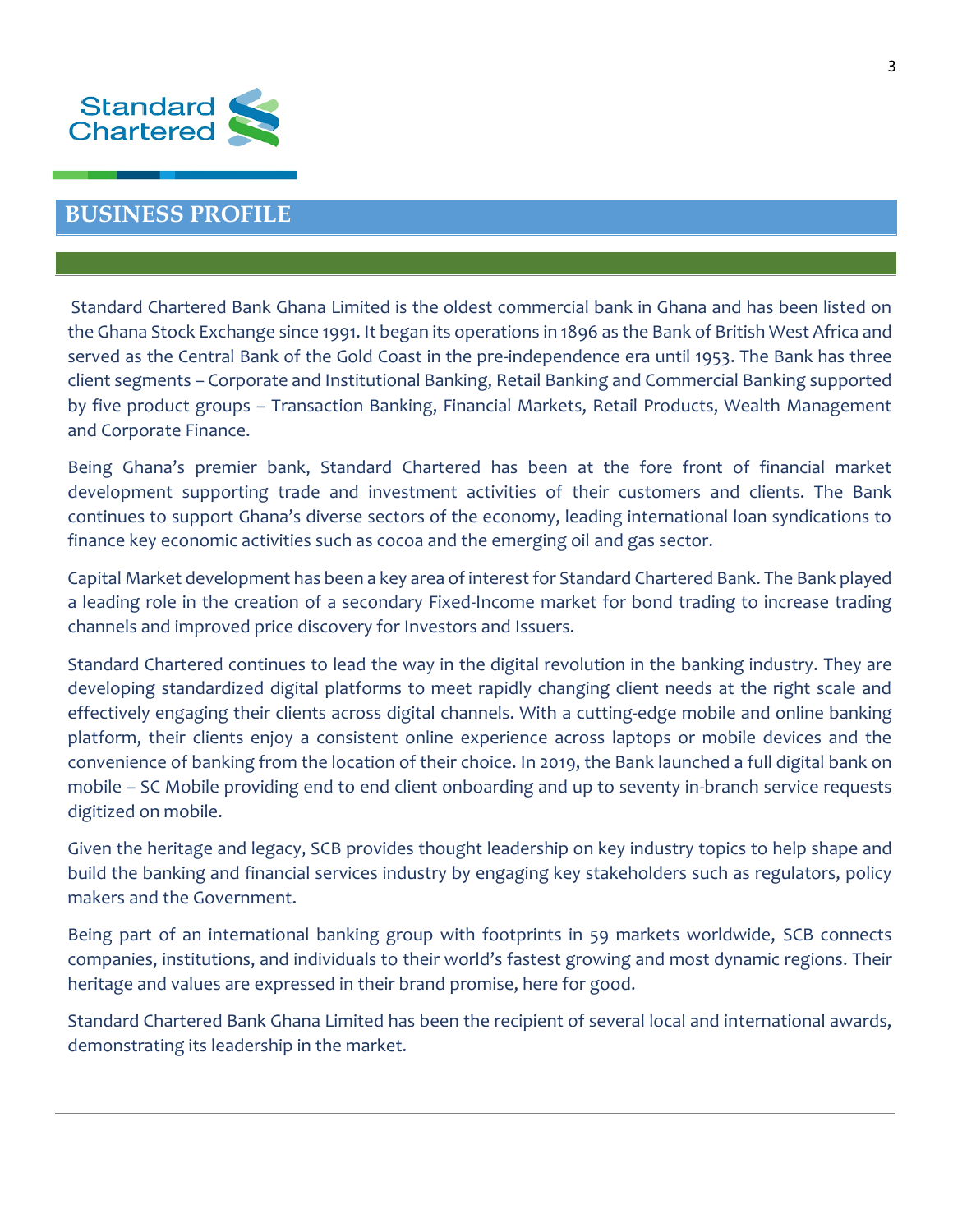# BUSINESS PROFILE

Standard Chartered Bank Ghana Limited is the oldest commercial bank in Ghana and has been listed on the Ghana Stock Exchange since 1991. It began its operations in 1896 as the Bank of British West Africa and served as the Central Bank of the Gold Coast in the pre-independence era until 1953. The Bank has three client segments – Corporate and Institutional Banking, Retail Banking and Commercial Banking supported by five product groups – Transaction Banking, Financial Markets, Retail Products, Wealth Management and Corporate Finance.

Being Ghana's premier bank, Standard Chartered has been at the fore front of financial market development supporting trade and investment activities of their customers and clients. The Bank continues to support Ghana's diverse sectors of the economy, leading international loan syndications to finance key economic activities such as cocoa and the emerging oil and gas sector.

Capital Market development has been a key area of interest for Standard Chartered Bank. The Bank played a leading role in the creation of a secondary Fixed-Income market for bond trading to increase trading channels and improved price discovery for Investors and Issuers.

Standard Chartered continues to lead the way in the digital revolution in the banking industry. They are developing standardized digital platforms to meet rapidly changing client needs at the right scale and effectively engaging their clients across digital channels. With a cutting-edge mobile and online banking platform, their clients enjoy a consistent online experience across laptops or mobile devices and the convenience of banking from the location of their choice. In 2019, the Bank launched a full digital bank on mobile – SC Mobile providing end to end client onboarding and up to seventy in-branch service requests digitized on mobile.

Given the heritage and legacy, SCB provides thought leadership on key industry topics to help shape and build the banking and financial services industry by engaging key stakeholders such as regulators, policy makers and the Government.

Being part of an international banking group with footprints in 59 markets worldwide, SCB connects companies, institutions, and individuals to their world's fastest growing and most dynamic regions. Their heritage and values are expressed in their brand promise, here for good.

Standard Chartered Bank Ghana Limited has been the recipient of several local and international awards, demonstrating its leadership in the market.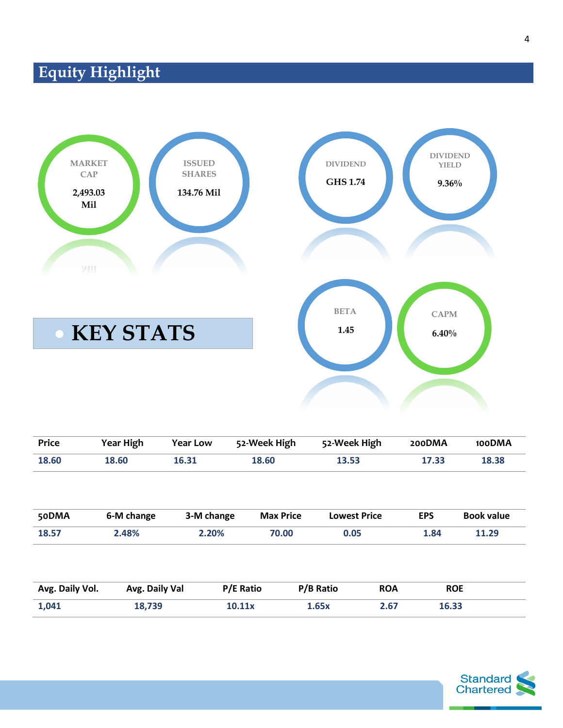# Equity Highlight

**MARKET CAP**
2,493.03 Mil

**ISSUED SHARES**
134.76 Mil

**DIVIDEND**
GHS 1.74

**DIVIDEND YIELD**
9.36%

## KEY STATS

**BETA**
1.45

**CAPM**
6.40%

| Price | Year High | Year Low | 52-Week High | 52-Week High | 200DMA | 100DMA |
|---|---|---|---|---|---|---|
| 18.60 | 18.60 | 16.31 | 18.60 | 13.53 | 17.33 | 18.38 |

| 50DMA | 6-M change | 3-M change | Max Price | Lowest Price | EPS | Book value |
|---|---|---|---|---|---|---|
| 18.57 | 2.48% | 2.20% | 70.00 | 0.05 | 1.84 | 11.29 |

| Avg. Daily Vol. | Avg. Daily Val | P/E Ratio | P/B Ratio | ROA | ROE |
|---|---|---|---|---|---|
| 1,041 | 18,739 | 10.11x | 1.65x | 2.67 | 16.33 |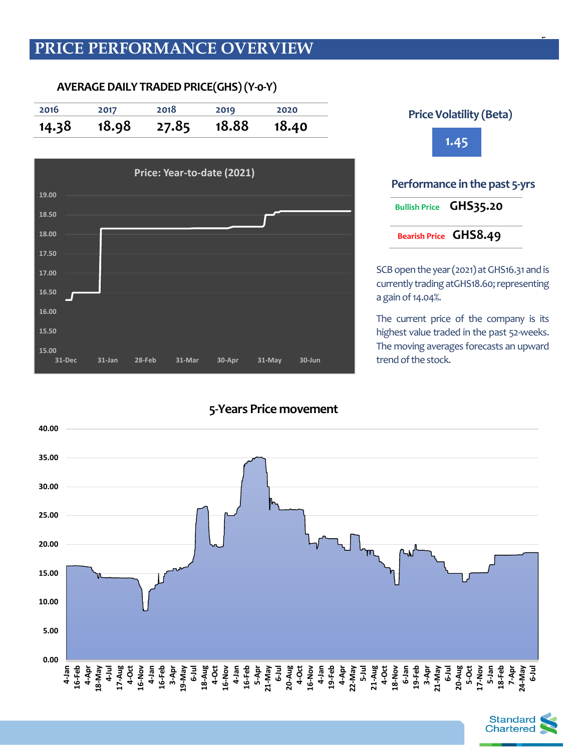# PRICE PERFORMANCE OVERVIEW

## AVERAGE DAILY TRADED PRICE(GHS) (Y-o-Y)

| 2016 | 2017 | 2018 | 2019 | 2020 |
|---|---|---|---|---|
| 14.38 | 18.98 | 27.85 | 18.88 | 18.40 |

### Price Volatility (Beta)

**1.45**

### Performance in the past 5-yrs

| | |
|---|---|
| Bullish Price | GHS35.20 |
| Bearish Price | GHS8.49 |

SCB open the year (2021) at GHS16.31 and is currently trading atGHS18.60; representing a gain of 14.04%.

The current price of the company is its highest value traded in the past 52-weeks. The moving averages forecasts an upward trend of the stock.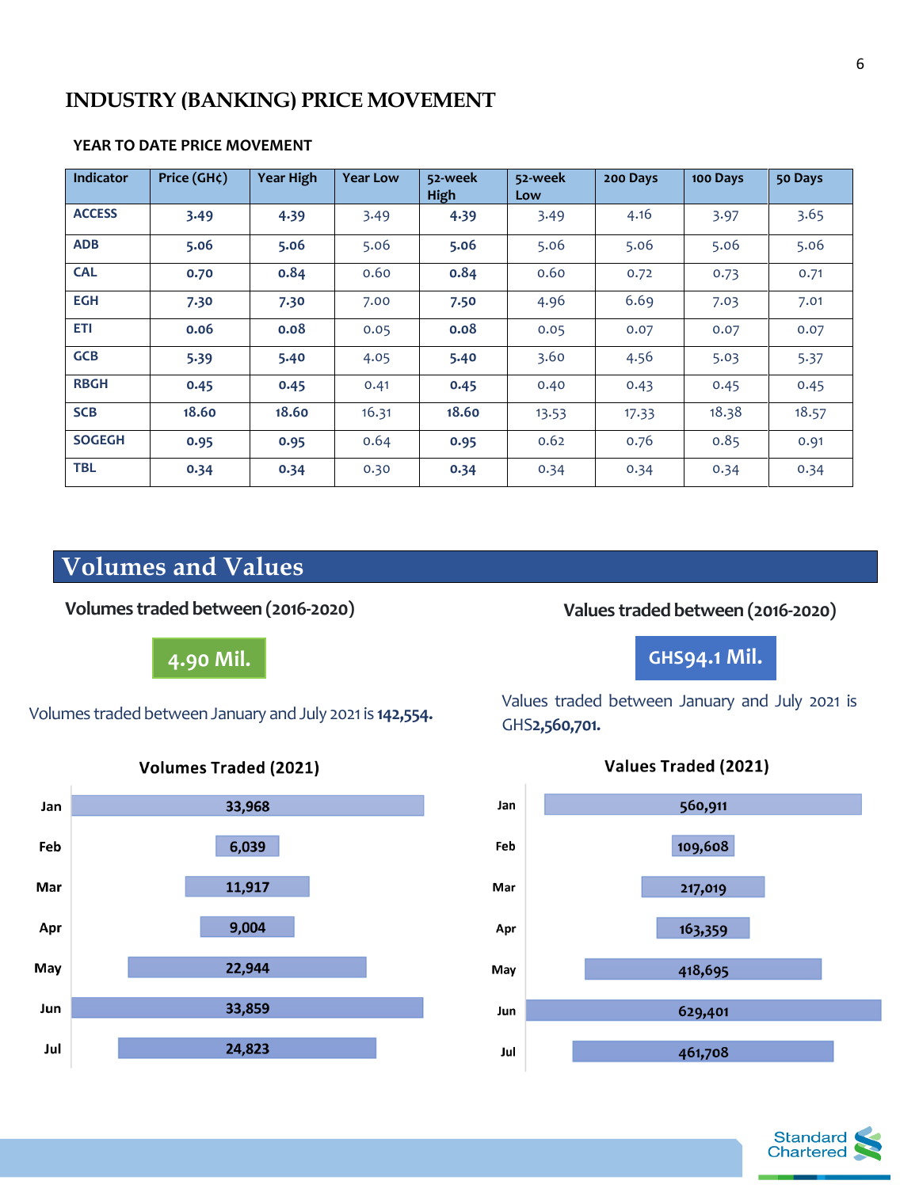# INDUSTRY (BANKING) PRICE MOVEMENT

### YEAR TO DATE PRICE MOVEMENT

| Indicator | Price (GH¢) | Year High | Year Low | 52-week High | 52-week Low | 200 Days | 100 Days | 50 Days |
|---|---|---|---|---|---|---|---|---|
| ACCESS | **3.49** | **4.39** | 3.49 | **4.39** | 3.49 | 4.16 | 3.97 | 3.65 |
| ADB | **5.06** | **5.06** | 5.06 | **5.06** | 5.06 | 5.06 | 5.06 | 5.06 |
| CAL | **0.70** | **0.84** | 0.60 | **0.84** | 0.60 | 0.72 | 0.73 | 0.71 |
| EGH | **7.30** | **7.30** | 7.00 | **7.50** | 4.96 | 6.69 | 7.03 | 7.01 |
| ETI | **0.06** | **0.08** | 0.05 | **0.08** | 0.05 | 0.07 | 0.07 | 0.07 |
| GCB | **5.39** | **5.40** | 4.05 | **5.40** | 3.60 | 4.56 | 5.03 | 5.37 |
| RBGH | **0.45** | **0.45** | 0.41 | **0.45** | 0.40 | 0.43 | 0.45 | 0.45 |
| SCB | **18.60** | **18.60** | 16.31 | **18.60** | 13.53 | 17.33 | 18.38 | 18.57 |
| SOGEGH | **0.95** | **0.95** | 0.64 | **0.95** | 0.62 | 0.76 | 0.85 | 0.91 |
| TBL | **0.34** | **0.34** | 0.30 | **0.34** | 0.34 | 0.34 | 0.34 | 0.34 |

# Volumes and Values

### Volumes traded between (2016-2020)

**4.90 Mil.**

Volumes traded between January and July 2021 is **142,554.**

### Values traded between (2016-2020)

**GHS94.1 Mil.**

Values traded between January and July 2021 is GHS**2,560,701.**

**Volumes Traded (2021)**

| Month | Volume |
|---|---|
| Jan | 33,968 |
| Feb | 6,039 |
| Mar | 11,917 |
| Apr | 9,004 |
| May | 22,944 |
| Jun | 33,859 |
| Jul | 24,823 |

**Values Traded (2021)**

| Month | Value |
|---|---|
| Jan | 560,911 |
| Feb | 109,608 |
| Mar | 217,019 |
| Apr | 163,359 |
| May | 418,695 |
| Jun | 629,401 |
| Jul | 461,708 |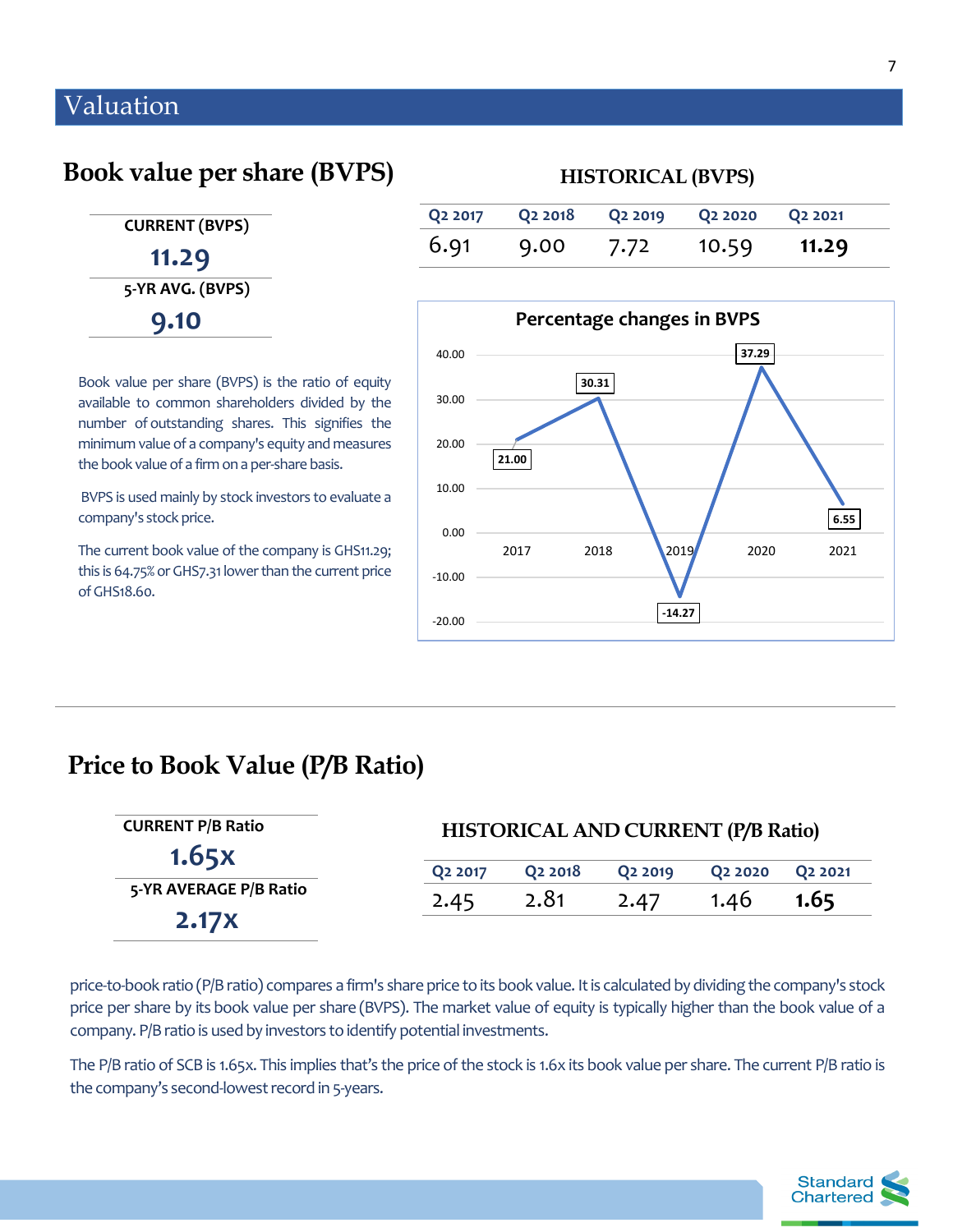# Valuation

## Book value per share (BVPS)

**CURRENT (BVPS)**

**11.29**

**5-YR AVG. (BVPS)**

**9.10**

### HISTORICAL (BVPS)

| Q2 2017 | Q2 2018 | Q2 2019 | Q2 2020 | Q2 2021 |
|---|---|---|---|---|
| 6.91 | 9.00 | 7.72 | 10.59 | **11.29** |

**Percentage changes in BVPS**

| 2017 | 2018 | 2019 | 2020 | 2021 |
|---|---|---|---|---|
| 21.00 | 30.31 | -14.27 | 37.29 | 6.55 |

Book value per share (BVPS) is the ratio of equity available to common shareholders divided by the number of outstanding shares. This signifies the minimum value of a company's equity and measures the book value of a firm on a per-share basis.

BVPS is used mainly by stock investors to evaluate a company's stock price.

The current book value of the company is GHS11.29; this is 64.75% or GHS7.31 lower than the current price of GHS18.60.

---

## Price to Book Value (P/B Ratio)

**CURRENT P/B Ratio**

**1.65x**

**5-YR AVERAGE P/B Ratio**

**2.17x**

### HISTORICAL AND CURRENT (P/B Ratio)

| Q2 2017 | Q2 2018 | Q2 2019 | Q2 2020 | Q2 2021 |
|---|---|---|---|---|
| 2.45 | 2.81 | 2.47 | 1.46 | **1.65** |

price-to-book ratio (P/B ratio) compares a firm's share price to its book value. It is calculated by dividing the company's stock price per share by its book value per share (BVPS). The market value of equity is typically higher than the book value of a company. P/B ratio is used by investors to identify potential investments.

The P/B ratio of SCB is 1.65x. This implies that's the price of the stock is 1.6x its book value per share. The current P/B ratio is the company's second-lowest record in 5-years.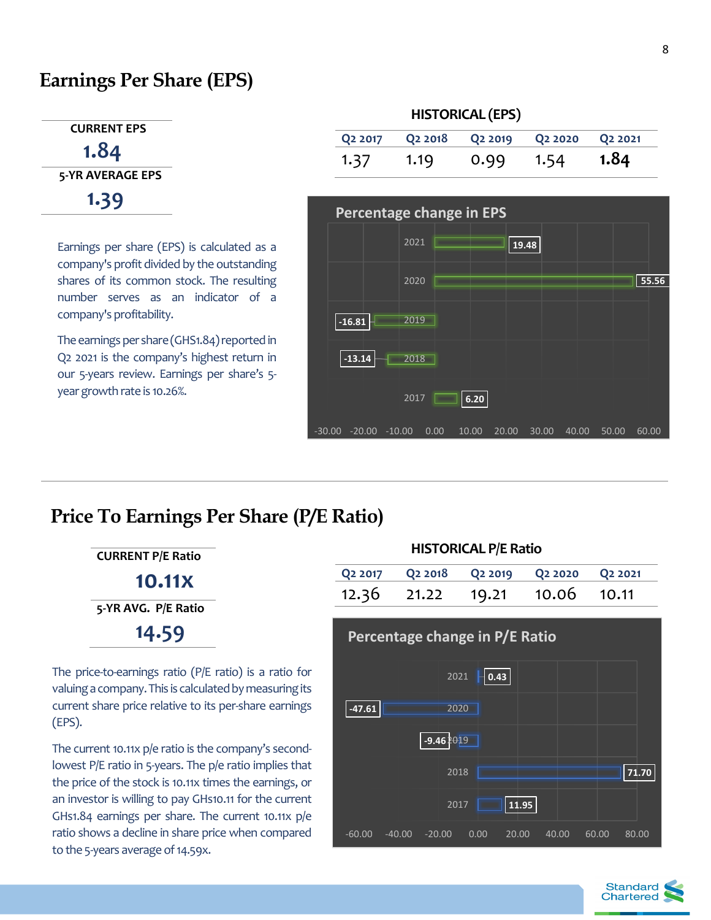# Earnings Per Share (EPS)

**CURRENT EPS**

**1.84**

**5-YR AVERAGE EPS**

**1.39**

**HISTORICAL (EPS)**

| Q2 2017 | Q2 2018 | Q2 2019 | Q2 2020 | Q2 2021 |
|---|---|---|---|---|
| 1.37 | 1.19 | 0.99 | 1.54 | **1.84** |

**Percentage change in EPS**

| Year | % change |
|---|---|
| 2021 | 19.48 |
| 2020 | 55.56 |
| 2019 | -16.81 |
| 2018 | -13.14 |
| 2017 | 6.20 |

Earnings per share (EPS) is calculated as a company's profit divided by the outstanding shares of its common stock. The resulting number serves as an indicator of a company's profitability.

The earnings per share (GHS1.84) reported in Q2 2021 is the company's highest return in our 5-years review. Earnings per share's 5-year growth rate is 10.26%.

# Price To Earnings Per Share (P/E Ratio)

**CURRENT P/E Ratio**

**10.11X**

**5-YR AVG. P/E Ratio**

**14.59**

**HISTORICAL P/E Ratio**

| Q2 2017 | Q2 2018 | Q2 2019 | Q2 2020 | Q2 2021 |
|---|---|---|---|---|
| 12.36 | 21.22 | 19.21 | 10.06 | 10.11 |

**Percentage change in P/E Ratio**

| Year | % change |
|---|---|
| 2021 | 0.43 |
| 2020 | -47.61 |
| 2019 | -9.46 |
| 2018 | 71.70 |
| 2017 | 11.95 |

The price-to-earnings ratio (P/E ratio) is a ratio for valuing a company. This is calculated by measuring its current share price relative to its per-share earnings (EPS).

The current 10.11x p/e ratio is the company's second-lowest P/E ratio in 5-years. The p/e ratio implies that the price of the stock is 10.11x times the earnings, or an investor is willing to pay GHs10.11 for the current GHs1.84 earnings per share. The current 10.11x p/e ratio shows a decline in share price when compared to the 5-years average of 14.59x.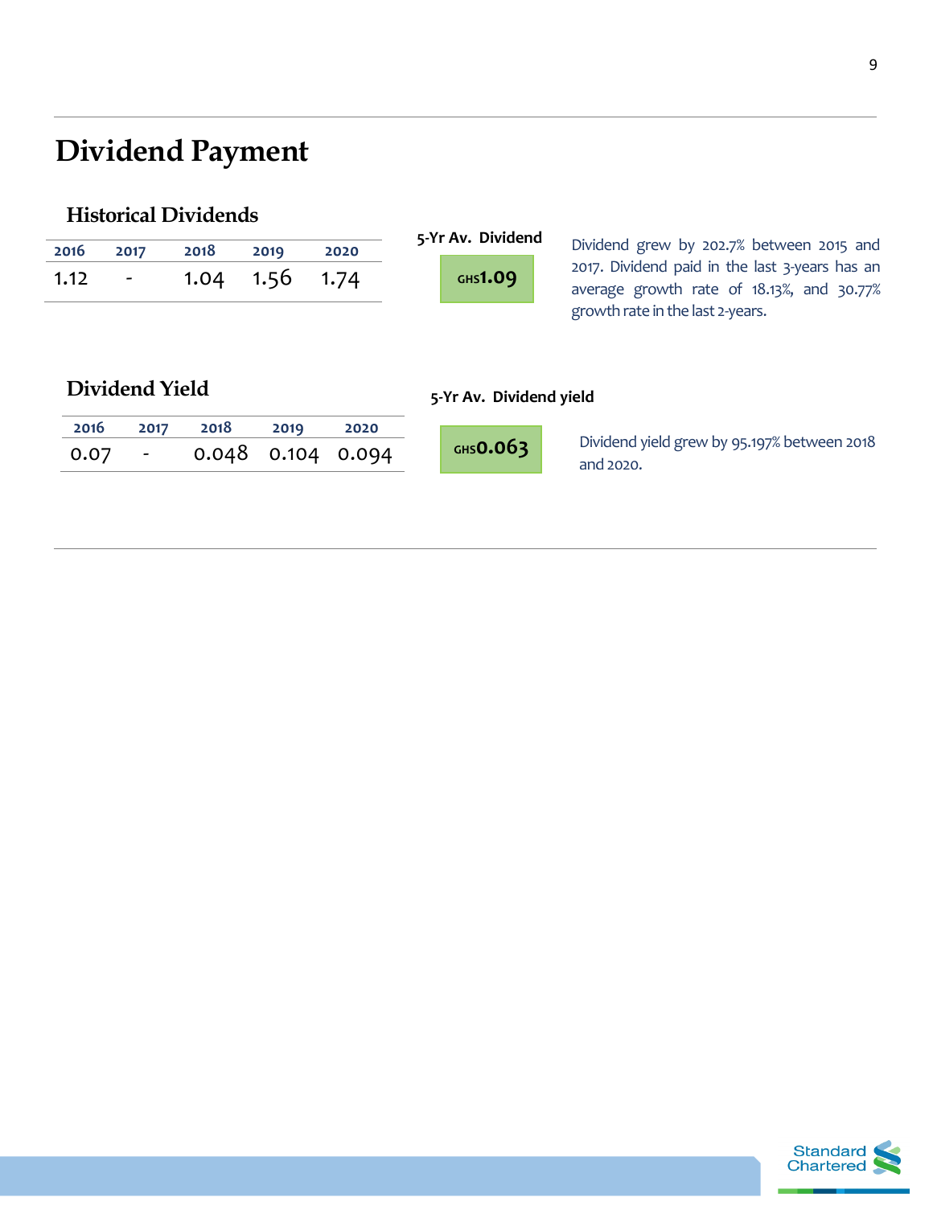# Dividend Payment

## Historical Dividends

| 2016 | 2017 | 2018 | 2019 | 2020 |
|---|---|---|---|---|
| 1.12 | - | 1.04 | 1.56 | 1.74 |

**5-Yr Av. Dividend**

**GHS1.09**

Dividend grew by 202.7% between 2015 and 2017. Dividend paid in the last 3-years has an average growth rate of 18.13%, and 30.77% growth rate in the last 2-years.

## Dividend Yield

| 2016 | 2017 | 2018 | 2019 | 2020 |
|---|---|---|---|---|
| 0.07 | - | 0.048 | 0.104 | 0.094 |

**5-Yr Av. Dividend yield**

**GHS0.063**

Dividend yield grew by 95.197% between 2018 and 2020.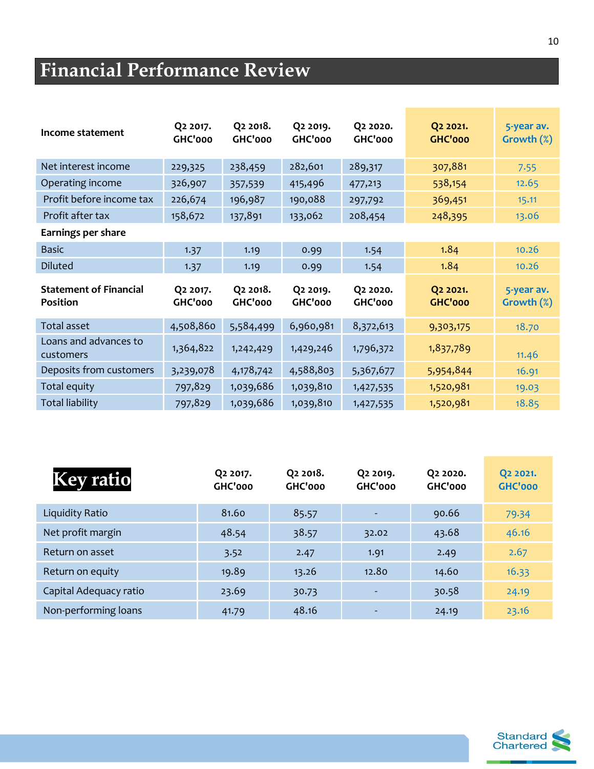# Financial Performance Review

| Income statement | Q2 2017. GHC'000 | Q2 2018. GHC'000 | Q2 2019. GHC'000 | Q2 2020. GHC'000 | Q2 2021. GHC'000 | 5-year av. Growth (%) |
|---|---|---|---|---|---|---|
| Net interest income | 229,325 | 238,459 | 282,601 | 289,317 | 307,881 | 7.55 |
| Operating income | 326,907 | 357,539 | 415,496 | 477,213 | 538,154 | 12.65 |
| Profit before income tax | 226,674 | 196,987 | 190,088 | 297,792 | 369,451 | 15.11 |
| Profit after tax | 158,672 | 137,891 | 133,062 | 208,454 | 248,395 | 13.06 |
| **Earnings per share** | | | | | | |
| Basic | 1.37 | 1.19 | 0.99 | 1.54 | 1.84 | 10.26 |
| Diluted | 1.37 | 1.19 | 0.99 | 1.54 | 1.84 | 10.26 |
| **Statement of Financial Position** | **Q2 2017. GHC'000** | **Q2 2018. GHC'000** | **Q2 2019. GHC'000** | **Q2 2020. GHC'000** | **Q2 2021. GHC'000** | **5-year av. Growth (%)** |
| Total asset | 4,508,860 | 5,584,499 | 6,960,981 | 8,372,613 | 9,303,175 | 18.70 |
| Loans and advances to customers | 1,364,822 | 1,242,429 | 1,429,246 | 1,796,372 | 1,837,789 | 11.46 |
| Deposits from customers | 3,239,078 | 4,178,742 | 4,588,803 | 5,367,677 | 5,954,844 | 16.91 |
| Total equity | 797,829 | 1,039,686 | 1,039,810 | 1,427,535 | 1,520,981 | 19.03 |
| Total liability | 797,829 | 1,039,686 | 1,039,810 | 1,427,535 | 1,520,981 | 18.85 |

| Key ratio | Q2 2017. GHC'000 | Q2 2018. GHC'000 | Q2 2019. GHC'000 | Q2 2020. GHC'000 | Q2 2021. GHC'000 |
|---|---|---|---|---|---|
| Liquidity Ratio | 81.60 | 85.57 | - | 90.66 | 79.34 |
| Net profit margin | 48.54 | 38.57 | 32.02 | 43.68 | 46.16 |
| Return on asset | 3.52 | 2.47 | 1.91 | 2.49 | 2.67 |
| Return on equity | 19.89 | 13.26 | 12.80 | 14.60 | 16.33 |
| Capital Adequacy ratio | 23.69 | 30.73 | - | 30.58 | 24.19 |
| Non-performing loans | 41.79 | 48.16 | - | 24.19 | 23.16 |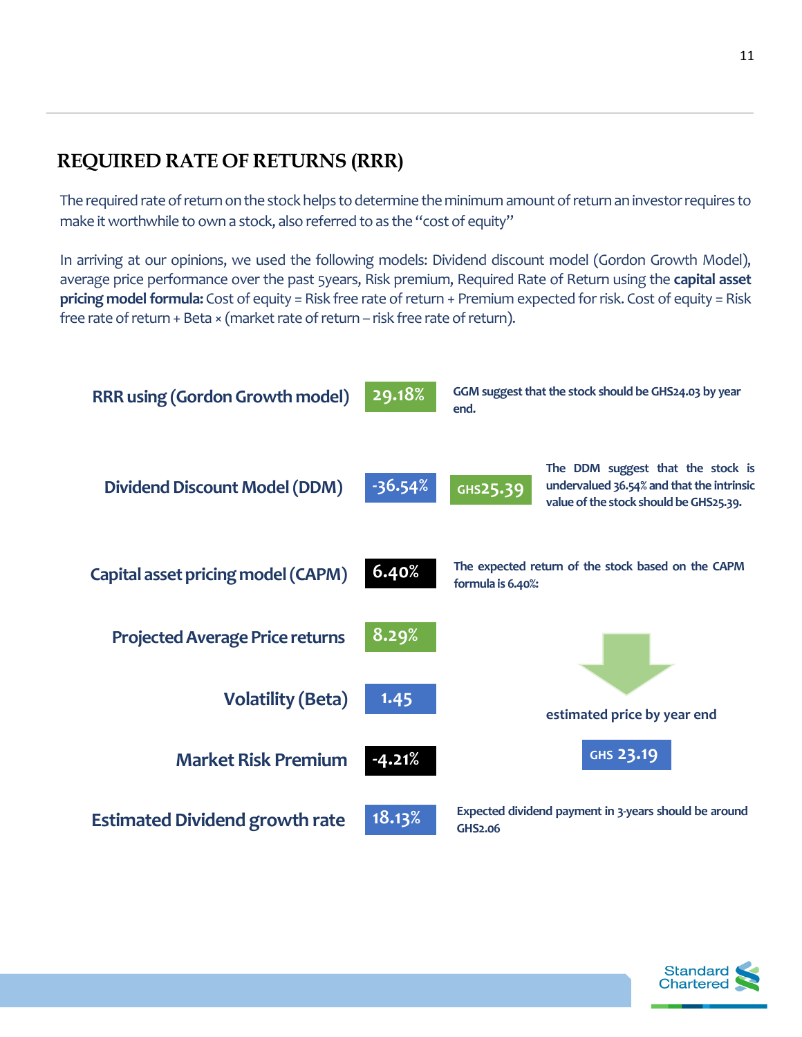## REQUIRED RATE OF RETURNS (RRR)

The required rate of return on the stock helps to determine the minimum amount of return an investor requires to make it worthwhile to own a stock, also referred to as the "cost of equity"

In arriving at our opinions, we used the following models: Dividend discount model (Gordon Growth Model), average price performance over the past 5years, Risk premium, Required Rate of Return using the **capital asset pricing model formula:** Cost of equity = Risk free rate of return + Premium expected for risk. Cost of equity = Risk free rate of return + Beta × (market rate of return – risk free rate of return).

| Metric | Value | Comment |
| --- | --- | --- |
| RRR using (Gordon Growth model) | 29.18% | GGM suggest that the stock should be GHS24.03 by year end. |
| Dividend Discount Model (DDM) | -36.54% / GHS25.39 | The DDM suggest that the stock is undervalued 36.54% and that the intrinsic value of the stock should be GHS25.39. |
| Capital asset pricing model (CAPM) | 6.40% | The expected return of the stock based on the CAPM formula is 6.40%: |
| Projected Average Price returns | 8.29% | |
| Volatility (Beta) | 1.45 | estimated price by year end |
| Market Risk Premium | -4.21% | GHS 23.19 |
| Estimated Dividend growth rate | 18.13% | Expected dividend payment in 3-years should be around GHS2.06 |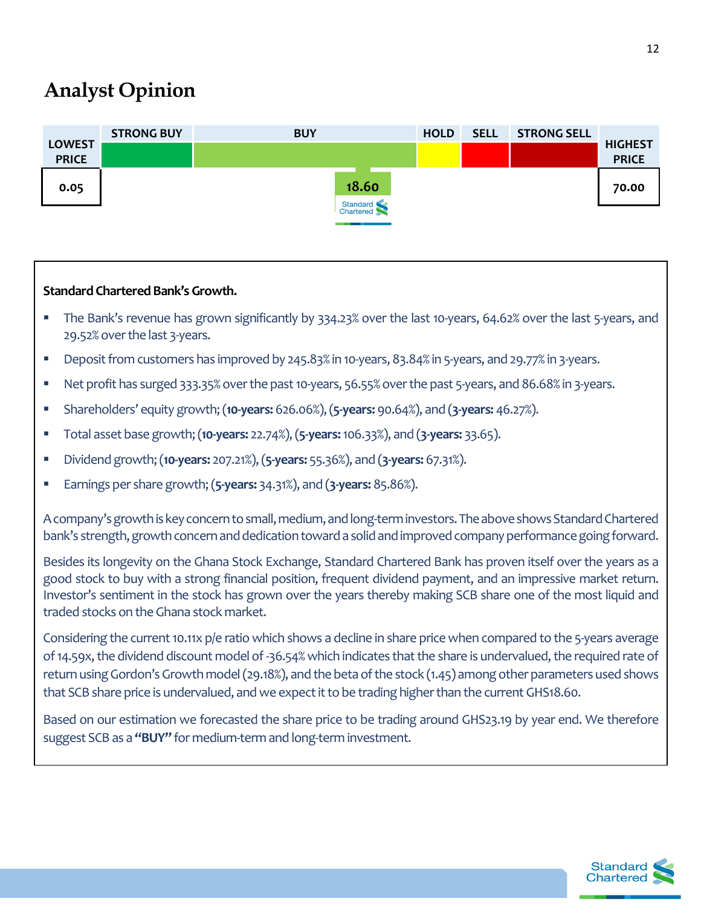# Analyst Opinion

| LOWEST PRICE | STRONG BUY | BUY | HOLD | SELL | STRONG SELL | HIGHEST PRICE |
|---|---|---|---|---|---|---|
| 0.05 | | 18.60 | | | | 70.00 |

**Standard Chartered Bank's Growth.**

- The Bank's revenue has grown significantly by 334.23% over the last 10-years, 64.62% over the last 5-years, and 29.52% over the last 3-years.
- Deposit from customers has improved by 245.83% in 10-years, 83.84% in 5-years, and 29.77% in 3-years.
- Net profit has surged 333.35% over the past 10-years, 56.55% over the past 5-years, and 86.68% in 3-years.
- Shareholders' equity growth; (**10-years:** 626.06%), (**5-years:** 90.64%), and (**3-years:** 46.27%).
- Total asset base growth; (**10-years:** 22.74%), (**5-years:** 106.33%), and (**3-years:** 33.65).
- Dividend growth; (**10-years:** 207.21%), (**5-years:** 55.36%), and (**3-years:** 67.31%).
- Earnings per share growth; (**5-years:** 34.31%), and (**3-years:** 85.86%).

A company's growth is key concern to small, medium, and long-term investors. The above shows Standard Chartered bank's strength, growth concern and dedication toward a solid and improved company performance going forward.

Besides its longevity on the Ghana Stock Exchange, Standard Chartered Bank has proven itself over the years as a good stock to buy with a strong financial position, frequent dividend payment, and an impressive market return. Investor's sentiment in the stock has grown over the years thereby making SCB share one of the most liquid and traded stocks on the Ghana stock market.

Considering the current 10.11x p/e ratio which shows a decline in share price when compared to the 5-years average of 14.59x, the dividend discount model of -36.54% which indicates that the share is undervalued, the required rate of return using Gordon's Growth model (29.18%), and the beta of the stock (1.45) among other parameters used shows that SCB share price is undervalued, and we expect it to be trading higher than the current GHS18.60.

Based on our estimation we forecasted the share price to be trading around GHS23.19 by year end. We therefore suggest SCB as a **"BUY"** for medium-term and long-term investment.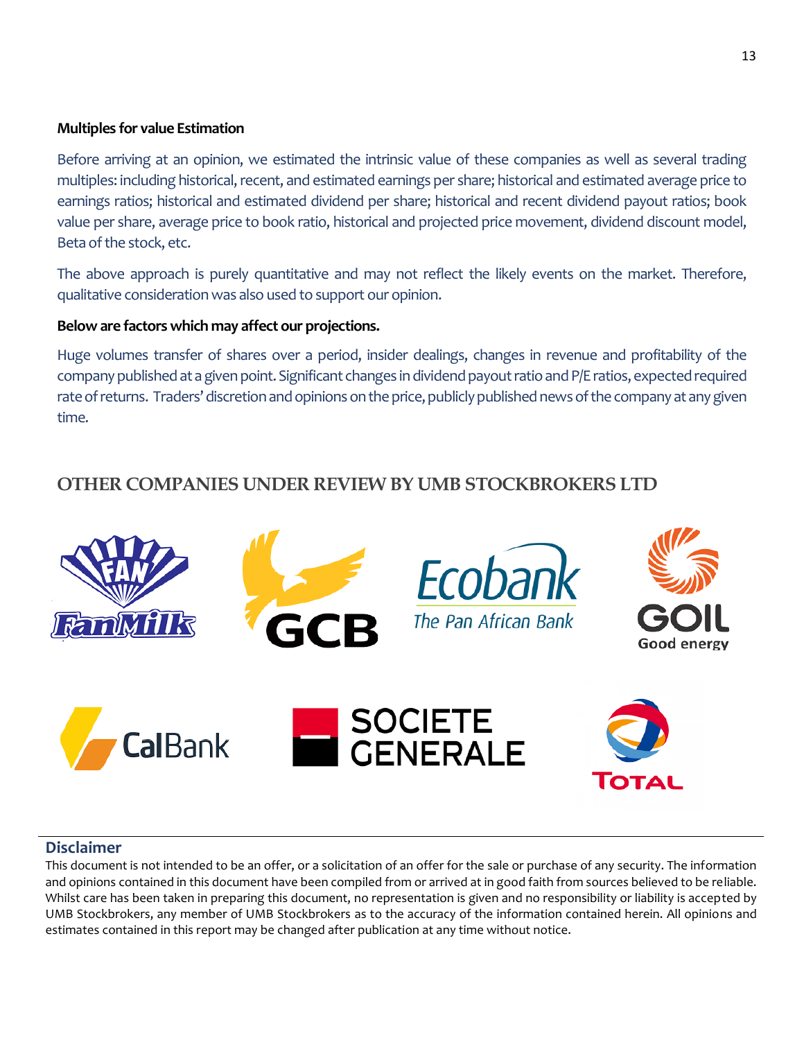**Multiples for value Estimation**

Before arriving at an opinion, we estimated the intrinsic value of these companies as well as several trading multiples: including historical, recent, and estimated earnings per share; historical and estimated average price to earnings ratios; historical and estimated dividend per share; historical and recent dividend payout ratios; book value per share, average price to book ratio, historical and projected price movement, dividend discount model, Beta of the stock, etc.

The above approach is purely quantitative and may not reflect the likely events on the market. Therefore, qualitative consideration was also used to support our opinion.

**Below are factors which may affect our projections.**

Huge volumes transfer of shares over a period, insider dealings, changes in revenue and profitability of the company published at a given point. Significant changes in dividend payout ratio and P/E ratios, expected required rate of returns. Traders' discretion and opinions on the price, publicly published news of the company at any given time.

## OTHER COMPANIES UNDER REVIEW BY UMB STOCKBROKERS LTD

FanMilk, GCB, Ecobank – The Pan African Bank, GOIL – Good energy, CalBank, SOCIETE GENERALE, TOTAL

### Disclaimer

This document is not intended to be an offer, or a solicitation of an offer for the sale or purchase of any security. The information and opinions contained in this document have been compiled from or arrived at in good faith from sources believed to be reliable. Whilst care has been taken in preparing this document, no representation is given and no responsibility or liability is accepted by UMB Stockbrokers, any member of UMB Stockbrokers as to the accuracy of the information contained herein. All opinions and estimates contained in this report may be changed after publication at any time without notice.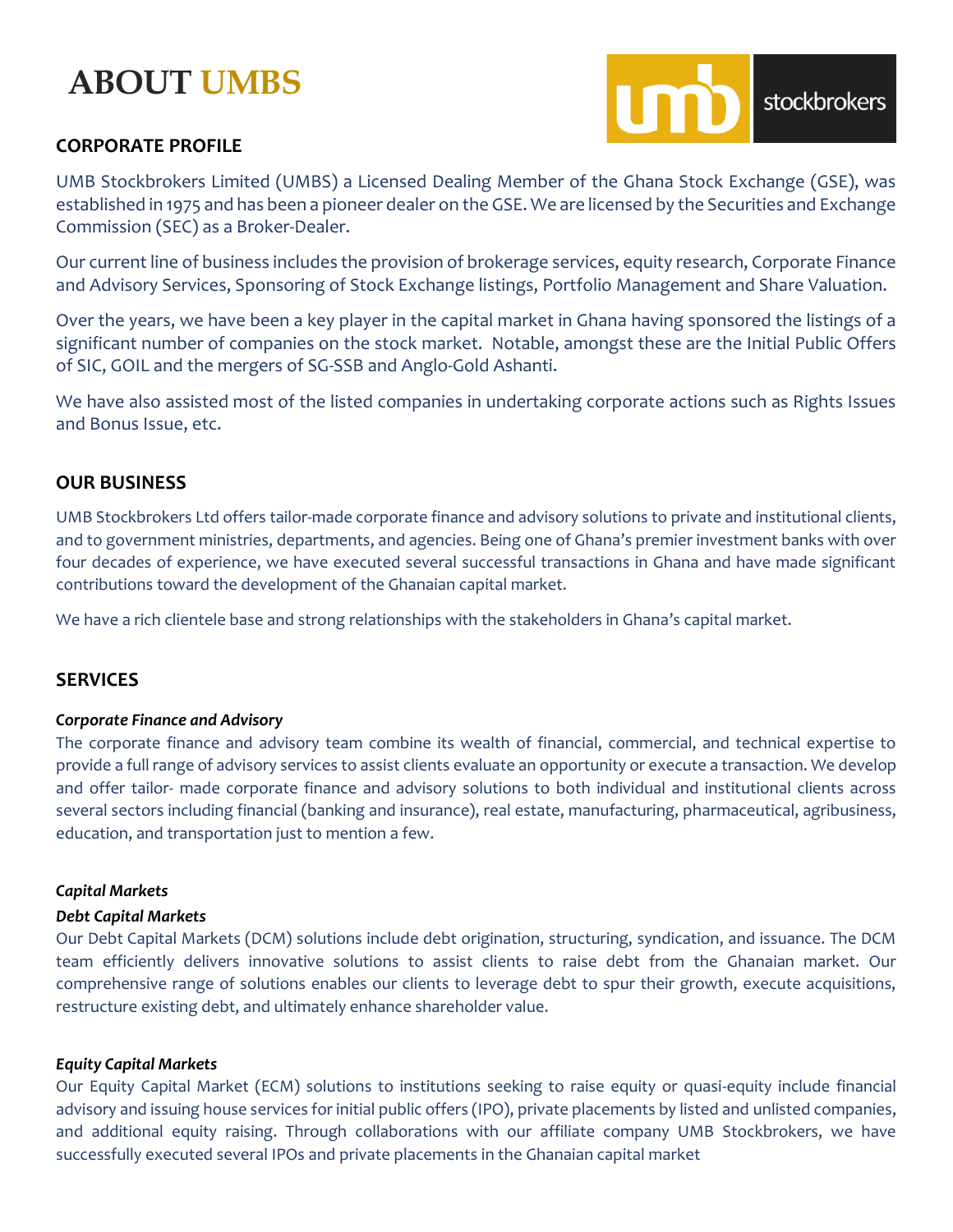# ABOUT UMBS

## CORPORATE PROFILE

UMB Stockbrokers Limited (UMBS) a Licensed Dealing Member of the Ghana Stock Exchange (GSE), was established in 1975 and has been a pioneer dealer on the GSE. We are licensed by the Securities and Exchange Commission (SEC) as a Broker-Dealer.

Our current line of business includes the provision of brokerage services, equity research, Corporate Finance and Advisory Services, Sponsoring of Stock Exchange listings, Portfolio Management and Share Valuation.

Over the years, we have been a key player in the capital market in Ghana having sponsored the listings of a significant number of companies on the stock market. Notable, amongst these are the Initial Public Offers of SIC, GOIL and the mergers of SG-SSB and Anglo-Gold Ashanti.

We have also assisted most of the listed companies in undertaking corporate actions such as Rights Issues and Bonus Issue, etc.

## OUR BUSINESS

UMB Stockbrokers Ltd offers tailor-made corporate finance and advisory solutions to private and institutional clients, and to government ministries, departments, and agencies. Being one of Ghana's premier investment banks with over four decades of experience, we have executed several successful transactions in Ghana and have made significant contributions toward the development of the Ghanaian capital market.

We have a rich clientele base and strong relationships with the stakeholders in Ghana's capital market.

## SERVICES

***Corporate Finance and Advisory***

The corporate finance and advisory team combine its wealth of financial, commercial, and technical expertise to provide a full range of advisory services to assist clients evaluate an opportunity or execute a transaction. We develop and offer tailor- made corporate finance and advisory solutions to both individual and institutional clients across several sectors including financial (banking and insurance), real estate, manufacturing, pharmaceutical, agribusiness, education, and transportation just to mention a few.

***Capital Markets***

***Debt Capital Markets***

Our Debt Capital Markets (DCM) solutions include debt origination, structuring, syndication, and issuance. The DCM team efficiently delivers innovative solutions to assist clients to raise debt from the Ghanaian market. Our comprehensive range of solutions enables our clients to leverage debt to spur their growth, execute acquisitions, restructure existing debt, and ultimately enhance shareholder value.

***Equity Capital Markets***

Our Equity Capital Market (ECM) solutions to institutions seeking to raise equity or quasi-equity include financial advisory and issuing house services for initial public offers (IPO), private placements by listed and unlisted companies, and additional equity raising. Through collaborations with our affiliate company UMB Stockbrokers, we have successfully executed several IPOs and private placements in the Ghanaian capital market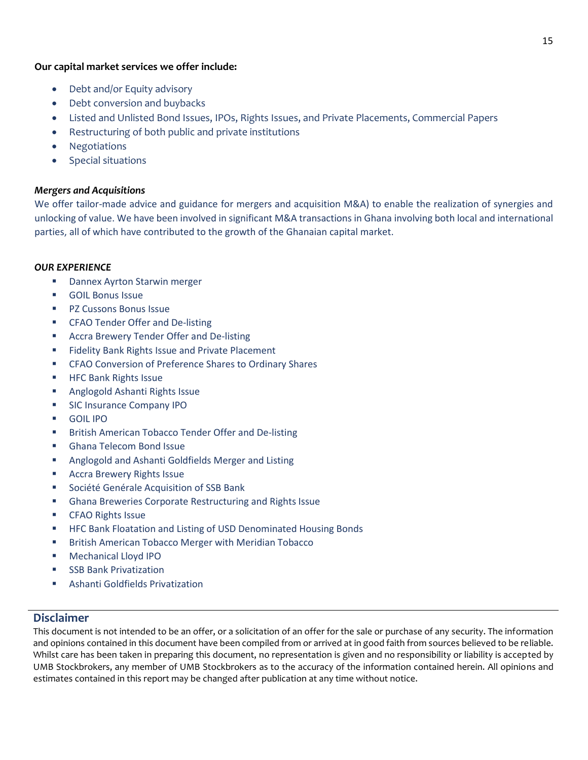**Our capital market services we offer include:**

- Debt and/or Equity advisory
- Debt conversion and buybacks
- Listed and Unlisted Bond Issues, IPOs, Rights Issues, and Private Placements, Commercial Papers
- Restructuring of both public and private institutions
- Negotiations
- Special situations

***Mergers and Acquisitions***

We offer tailor-made advice and guidance for mergers and acquisition M&A) to enable the realization of synergies and unlocking of value. We have been involved in significant M&A transactions in Ghana involving both local and international parties, all of which have contributed to the growth of the Ghanaian capital market.

***OUR EXPERIENCE***

- Dannex Ayrton Starwin merger
- GOIL Bonus Issue
- PZ Cussons Bonus Issue
- CFAO Tender Offer and De-listing
- Accra Brewery Tender Offer and De-listing
- Fidelity Bank Rights Issue and Private Placement
- CFAO Conversion of Preference Shares to Ordinary Shares
- HFC Bank Rights Issue
- Anglogold Ashanti Rights Issue
- SIC Insurance Company IPO
- GOIL IPO
- British American Tobacco Tender Offer and De-listing
- Ghana Telecom Bond Issue
- Anglogold and Ashanti Goldfields Merger and Listing
- Accra Brewery Rights Issue
- Société Générale Acquisition of SSB Bank
- Ghana Breweries Corporate Restructuring and Rights Issue
- CFAO Rights Issue
- HFC Bank Floatation and Listing of USD Denominated Housing Bonds
- British American Tobacco Merger with Meridian Tobacco
- Mechanical Lloyd IPO
- SSB Bank Privatization
- Ashanti Goldfields Privatization

## Disclaimer

This document is not intended to be an offer, or a solicitation of an offer for the sale or purchase of any security. The information and opinions contained in this document have been compiled from or arrived at in good faith from sources believed to be reliable. Whilst care has been taken in preparing this document, no representation is given and no responsibility or liability is accepted by UMB Stockbrokers, any member of UMB Stockbrokers as to the accuracy of the information contained herein. All opinions and estimates contained in this report may be changed after publication at any time without notice.